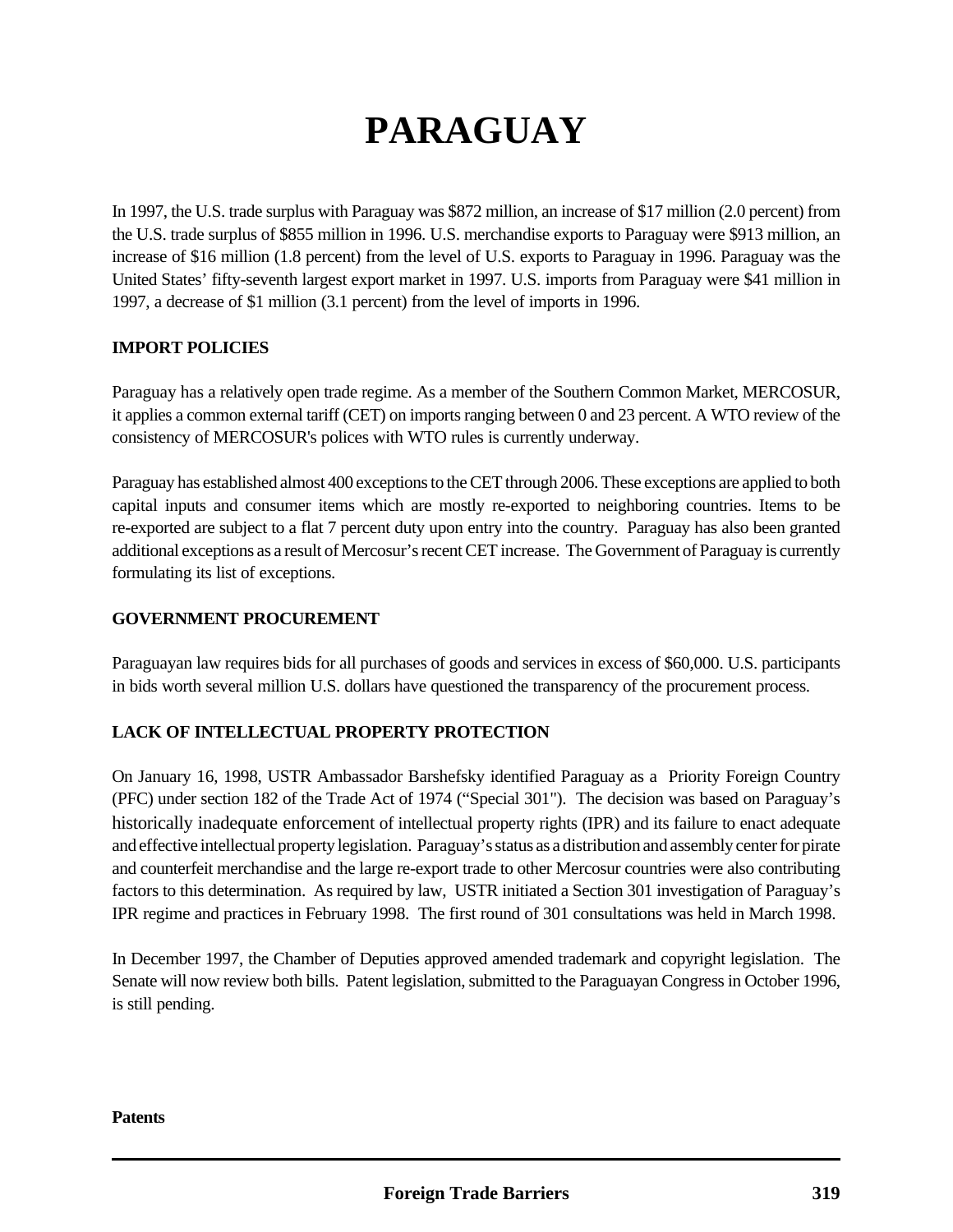# PARAGUAY

In 1997, the U.S. trade surplus with Paraguay was $872 million, an increase of $17 million (2.0 percent) from the U.S. trade surplus of $855 million in 1996. U.S. merchandise exports to Paraguay were $913 million, an increase of $16 million (1.8 percent) from the level of U.S. exports to Paraguay in 1996. Paraguay was the United States' fifty-seventh largest export market in 1997. U.S. imports from Paraguay were $41 million in 1997, a decrease of $1 million (3.1 percent) from the level of imports in 1996.

## IMPORT POLICIES

Paraguay has a relatively open trade regime. As a member of the Southern Common Market, MERCOSUR, it applies a common external tariff (CET) on imports ranging between 0 and 23 percent. A WTO review of the consistency of MERCOSUR's polices with WTO rules is currently underway.

Paraguay has established almost 400 exceptions to the CET through 2006. These exceptions are applied to both capital inputs and consumer items which are mostly re-exported to neighboring countries. Items to be re-exported are subject to a flat 7 percent duty upon entry into the country. Paraguay has also been granted additional exceptions as a result of Mercosur's recent CET increase. The Government of Paraguay is currently formulating its list of exceptions.

## GOVERNMENT PROCUREMENT

Paraguayan law requires bids for all purchases of goods and services in excess of $60,000. U.S. participants in bids worth several million U.S. dollars have questioned the transparency of the procurement process.

## LACK OF INTELLECTUAL PROPERTY PROTECTION

On January 16, 1998, USTR Ambassador Barshefsky identified Paraguay as a Priority Foreign Country (PFC) under section 182 of the Trade Act of 1974 ("Special 301"). The decision was based on Paraguay's historically inadequate enforcement of intellectual property rights (IPR) and its failure to enact adequate and effective intellectual property legislation. Paraguay's status as a distribution and assembly center for pirate and counterfeit merchandise and the large re-export trade to other Mercosur countries were also contributing factors to this determination. As required by law, USTR initiated a Section 301 investigation of Paraguay's IPR regime and practices in February 1998. The first round of 301 consultations was held in March 1998.

In December 1997, the Chamber of Deputies approved amended trademark and copyright legislation. The Senate will now review both bills. Patent legislation, submitted to the Paraguayan Congress in October 1996, is still pending.

### Patents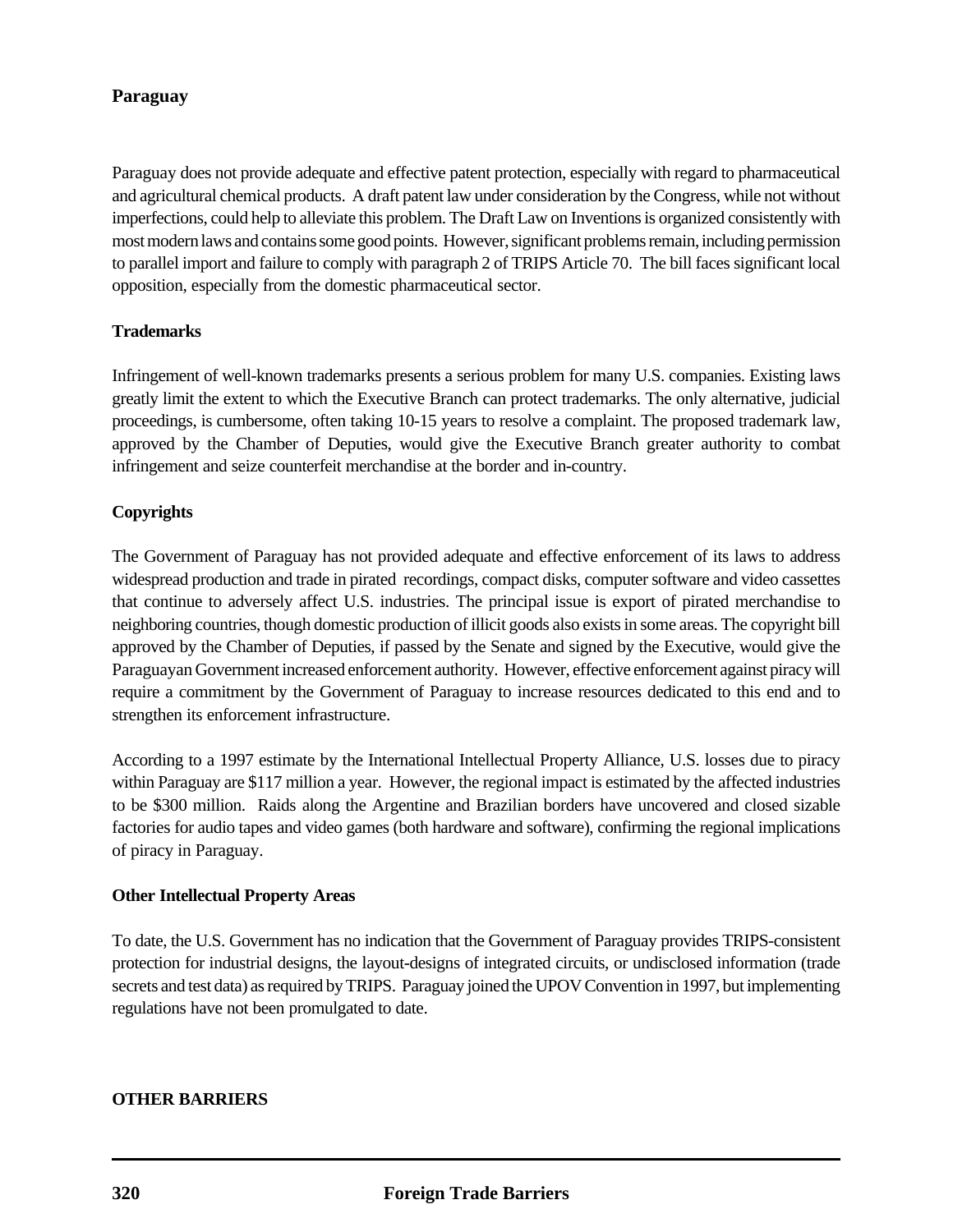**Paraguay**

Paraguay does not provide adequate and effective patent protection, especially with regard to pharmaceutical and agricultural chemical products. A draft patent law under consideration by the Congress, while not without imperfections, could help to alleviate this problem. The Draft Law on Inventions is organized consistently with most modern laws and contains some good points. However, significant problems remain, including permission to parallel import and failure to comply with paragraph 2 of TRIPS Article 70. The bill faces significant local opposition, especially from the domestic pharmaceutical sector.

**Trademarks**

Infringement of well-known trademarks presents a serious problem for many U.S. companies. Existing laws greatly limit the extent to which the Executive Branch can protect trademarks. The only alternative, judicial proceedings, is cumbersome, often taking 10-15 years to resolve a complaint. The proposed trademark law, approved by the Chamber of Deputies, would give the Executive Branch greater authority to combat infringement and seize counterfeit merchandise at the border and in-country.

**Copyrights**

The Government of Paraguay has not provided adequate and effective enforcement of its laws to address widespread production and trade in pirated recordings, compact disks, computer software and video cassettes that continue to adversely affect U.S. industries. The principal issue is export of pirated merchandise to neighboring countries, though domestic production of illicit goods also exists in some areas. The copyright bill approved by the Chamber of Deputies, if passed by the Senate and signed by the Executive, would give the Paraguayan Government increased enforcement authority. However, effective enforcement against piracy will require a commitment by the Government of Paraguay to increase resources dedicated to this end and to strengthen its enforcement infrastructure.

According to a 1997 estimate by the International Intellectual Property Alliance, U.S. losses due to piracy within Paraguay are $117 million a year. However, the regional impact is estimated by the affected industries to be $300 million. Raids along the Argentine and Brazilian borders have uncovered and closed sizable factories for audio tapes and video games (both hardware and software), confirming the regional implications of piracy in Paraguay.

**Other Intellectual Property Areas**

To date, the U.S. Government has no indication that the Government of Paraguay provides TRIPS-consistent protection for industrial designs, the layout-designs of integrated circuits, or undisclosed information (trade secrets and test data) as required by TRIPS. Paraguay joined the UPOV Convention in 1997, but implementing regulations have not been promulgated to date.

**OTHER BARRIERS**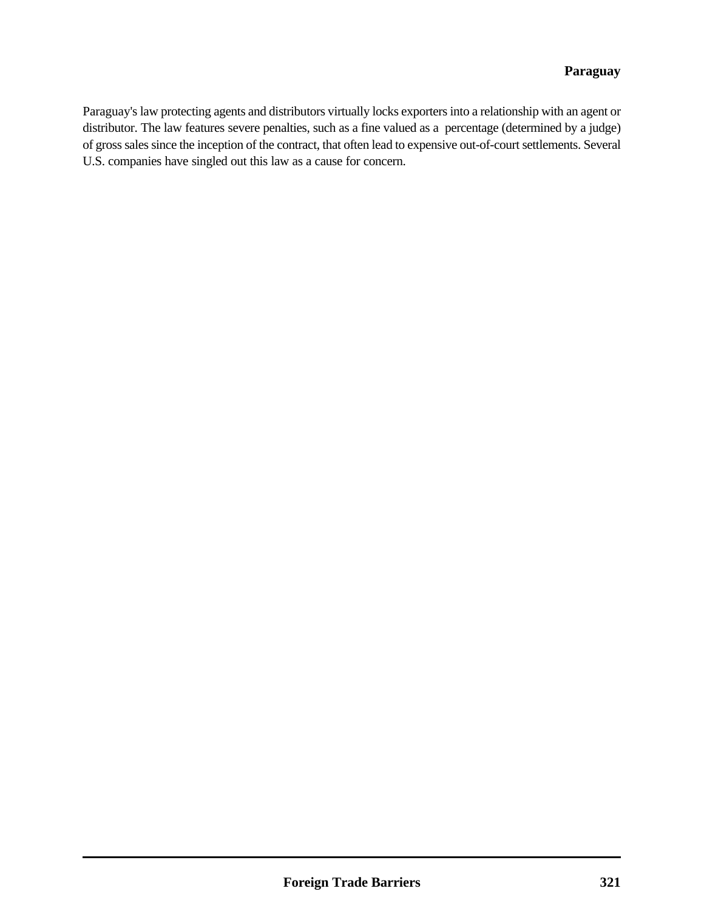Paraguay's law protecting agents and distributors virtually locks exporters into a relationship with an agent or distributor. The law features severe penalties, such as a fine valued as a percentage (determined by a judge) of gross sales since the inception of the contract, that often lead to expensive out-of-court settlements. Several U.S. companies have singled out this law as a cause for concern.